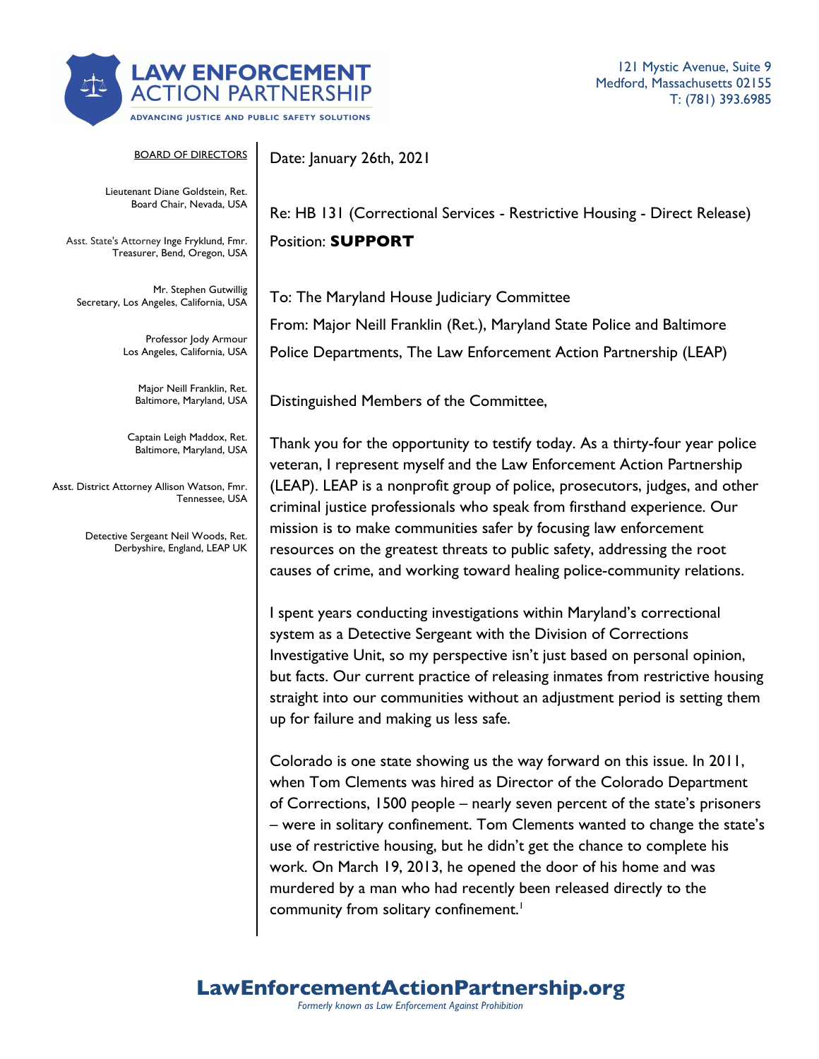# LAW ENFORCEMENT ACTION PARTNERSHIP

ADVANCING JUSTICE AND PUBLIC SAFETY SOLUTIONS

121 Mystic Avenue, Suite 9
Medford, Massachusetts 02155
T: (781) 393.6985

BOARD OF DIRECTORS

Lieutenant Diane Goldstein, Ret.
Board Chair, Nevada, USA

Asst. State's Attorney Inge Fryklund, Fmr.
Treasurer, Bend, Oregon, USA

Mr. Stephen Gutwillig
Secretary, Los Angeles, California, USA

Professor Jody Armour
Los Angeles, California, USA

Major Neill Franklin, Ret.
Baltimore, Maryland, USA

Captain Leigh Maddox, Ret.
Baltimore, Maryland, USA

Asst. District Attorney Allison Watson, Fmr.
Tennessee, USA

Detective Sergeant Neil Woods, Ret.
Derbyshire, England, LEAP UK

Date: January 26th, 2021

Re: HB 131 (Correctional Services - Restrictive Housing - Direct Release)
Position: **SUPPORT**

To: The Maryland House Judiciary Committee
From: Major Neill Franklin (Ret.), Maryland State Police and Baltimore Police Departments, The Law Enforcement Action Partnership (LEAP)

Distinguished Members of the Committee,

Thank you for the opportunity to testify today. As a thirty-four year police veteran, I represent myself and the Law Enforcement Action Partnership (LEAP). LEAP is a nonprofit group of police, prosecutors, judges, and other criminal justice professionals who speak from firsthand experience. Our mission is to make communities safer by focusing law enforcement resources on the greatest threats to public safety, addressing the root causes of crime, and working toward healing police-community relations.

I spent years conducting investigations within Maryland's correctional system as a Detective Sergeant with the Division of Corrections Investigative Unit, so my perspective isn't just based on personal opinion, but facts. Our current practice of releasing inmates from restrictive housing straight into our communities without an adjustment period is setting them up for failure and making us less safe.

Colorado is one state showing us the way forward on this issue. In 2011, when Tom Clements was hired as Director of the Colorado Department of Corrections, 1500 people – nearly seven percent of the state's prisoners – were in solitary confinement. Tom Clements wanted to change the state's use of restrictive housing, but he didn't get the chance to complete his work. On March 19, 2013, he opened the door of his home and was murdered by a man who had recently been released directly to the community from solitary confinement.[1]

**LawEnforcementActionPartnership.org**
*Formerly known as Law Enforcement Against Prohibition*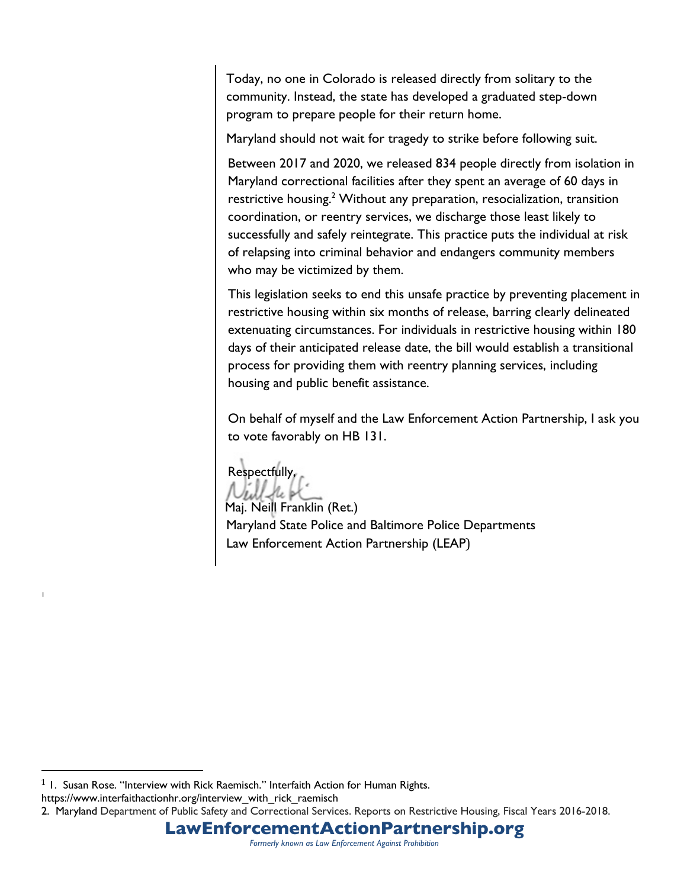Today, no one in Colorado is released directly from solitary to the community. Instead, the state has developed a graduated step-down program to prepare people for their return home.

Maryland should not wait for tragedy to strike before following suit.

Between 2017 and 2020, we released 834 people directly from isolation in Maryland correctional facilities after they spent an average of 60 days in restrictive housing.[2] Without any preparation, resocialization, transition coordination, or reentry services, we discharge those least likely to successfully and safely reintegrate. This practice puts the individual at risk of relapsing into criminal behavior and endangers community members who may be victimized by them.

This legislation seeks to end this unsafe practice by preventing placement in restrictive housing within six months of release, barring clearly delineated extenuating circumstances. For individuals in restrictive housing within 180 days of their anticipated release date, the bill would establish a transitional process for providing them with reentry planning services, including housing and public benefit assistance.

On behalf of myself and the Law Enforcement Action Partnership, I ask you to vote favorably on HB 131.

Respectfully,

Maj. Neill Franklin (Ret.)
Maryland State Police and Baltimore Police Departments
Law Enforcement Action Partnership (LEAP)

---

[1] 1. Susan Rose. "Interview with Rick Raemisch." Interfaith Action for Human Rights. https://www.interfaithactionhr.org/interview_with_rick_raemisch

2. Maryland Department of Public Safety and Correctional Services. Reports on Restrictive Housing, Fiscal Years 2016-2018.

**LawEnforcementActionPartnership.org**
*Formerly known as Law Enforcement Against Prohibition*